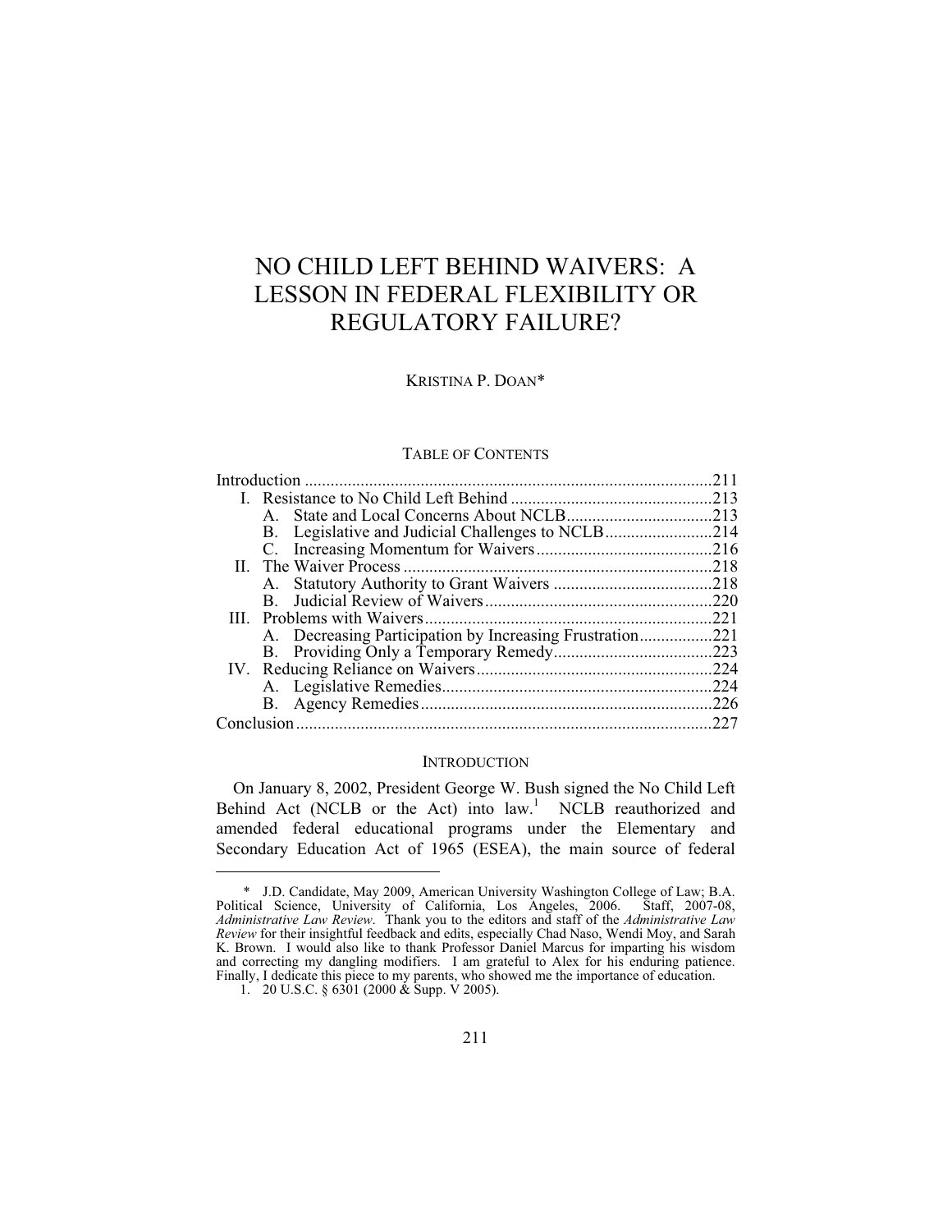# NO CHILD LEFT BEHIND WAIVERS: A LESSON IN FEDERAL FLEXIBILITY OR REGULATORY FAILURE?

KRISTINA P. DOAN*

TABLE OF CONTENTS

| | |
|---|---|
| Introduction | 211 |
| I. Resistance to No Child Left Behind | 213 |
| A. State and Local Concerns About NCLB | 213 |
| B. Legislative and Judicial Challenges to NCLB | 214 |
| C. Increasing Momentum for Waivers | 216 |
| II. The Waiver Process | 218 |
| A. Statutory Authority to Grant Waivers | 218 |
| B. Judicial Review of Waivers | 220 |
| III. Problems with Waivers | 221 |
| A. Decreasing Participation by Increasing Frustration | 221 |
| B. Providing Only a Temporary Remedy | 223 |
| IV. Reducing Reliance on Waivers | 224 |
| A. Legislative Remedies | 224 |
| B. Agency Remedies | 226 |
| Conclusion | 227 |

## INTRODUCTION

On January 8, 2002, President George W. Bush signed the No Child Left Behind Act (NCLB or the Act) into law.[1] NCLB reauthorized and amended federal educational programs under the Elementary and Secondary Education Act of 1965 (ESEA), the main source of federal

---

\* J.D. Candidate, May 2009, American University Washington College of Law; B.A. Political Science, University of California, Los Angeles, 2006. Staff, 2007-08, *Administrative Law Review*. Thank you to the editors and staff of the *Administrative Law Review* for their insightful feedback and edits, especially Chad Naso, Wendi Moy, and Sarah K. Brown. I would also like to thank Professor Daniel Marcus for imparting his wisdom and correcting my dangling modifiers. I am grateful to Alex for his enduring patience. Finally, I dedicate this piece to my parents, who showed me the importance of education.

1. 20 U.S.C. § 6301 (2000 & Supp. V 2005).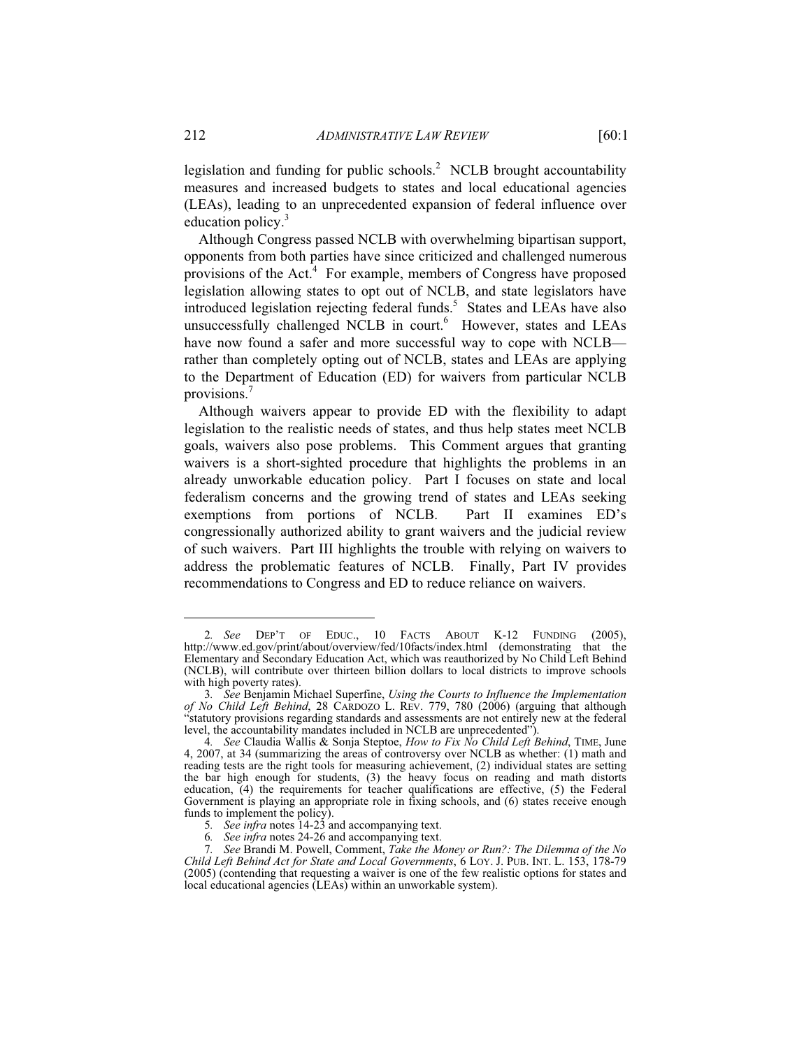legislation and funding for public schools.[2] NCLB brought accountability measures and increased budgets to states and local educational agencies (LEAs), leading to an unprecedented expansion of federal influence over education policy.[3]

Although Congress passed NCLB with overwhelming bipartisan support, opponents from both parties have since criticized and challenged numerous provisions of the Act.[4] For example, members of Congress have proposed legislation allowing states to opt out of NCLB, and state legislators have introduced legislation rejecting federal funds.[5] States and LEAs have also unsuccessfully challenged NCLB in court.[6] However, states and LEAs have now found a safer and more successful way to cope with NCLB—rather than completely opting out of NCLB, states and LEAs are applying to the Department of Education (ED) for waivers from particular NCLB provisions.[7]

Although waivers appear to provide ED with the flexibility to adapt legislation to the realistic needs of states, and thus help states meet NCLB goals, waivers also pose problems. This Comment argues that granting waivers is a short-sighted procedure that highlights the problems in an already unworkable education policy. Part I focuses on state and local federalism concerns and the growing trend of states and LEAs seeking exemptions from portions of NCLB. Part II examines ED's congressionally authorized ability to grant waivers and the judicial review of such waivers. Part III highlights the trouble with relying on waivers to address the problematic features of NCLB. Finally, Part IV provides recommendations to Congress and ED to reduce reliance on waivers.

---

2. *See* DEP'T OF EDUC., 10 FACTS ABOUT K-12 FUNDING (2005), http://www.ed.gov/print/about/overview/fed/10facts/index.html (demonstrating that the Elementary and Secondary Education Act, which was reauthorized by No Child Left Behind (NCLB), will contribute over thirteen billion dollars to local districts to improve schools with high poverty rates).

3. *See* Benjamin Michael Superfine, *Using the Courts to Influence the Implementation of No Child Left Behind*, 28 CARDOZO L. REV. 779, 780 (2006) (arguing that although "statutory provisions regarding standards and assessments are not entirely new at the federal level, the accountability mandates included in NCLB are unprecedented").

4. *See* Claudia Wallis & Sonja Steptoe, *How to Fix No Child Left Behind*, TIME, June 4, 2007, at 34 (summarizing the areas of controversy over NCLB as whether: (1) math and reading tests are the right tools for measuring achievement, (2) individual states are setting the bar high enough for students, (3) the heavy focus on reading and math distorts education, (4) the requirements for teacher qualifications are effective, (5) the Federal Government is playing an appropriate role in fixing schools, and (6) states receive enough funds to implement the policy).

5. *See infra* notes 14-23 and accompanying text.

6. *See infra* notes 24-26 and accompanying text.

7. *See* Brandi M. Powell, Comment, *Take the Money or Run?: The Dilemma of the No Child Left Behind Act for State and Local Governments*, 6 LOY. J. PUB. INT. L. 153, 178-79 (2005) (contending that requesting a waiver is one of the few realistic options for states and local educational agencies (LEAs) within an unworkable system).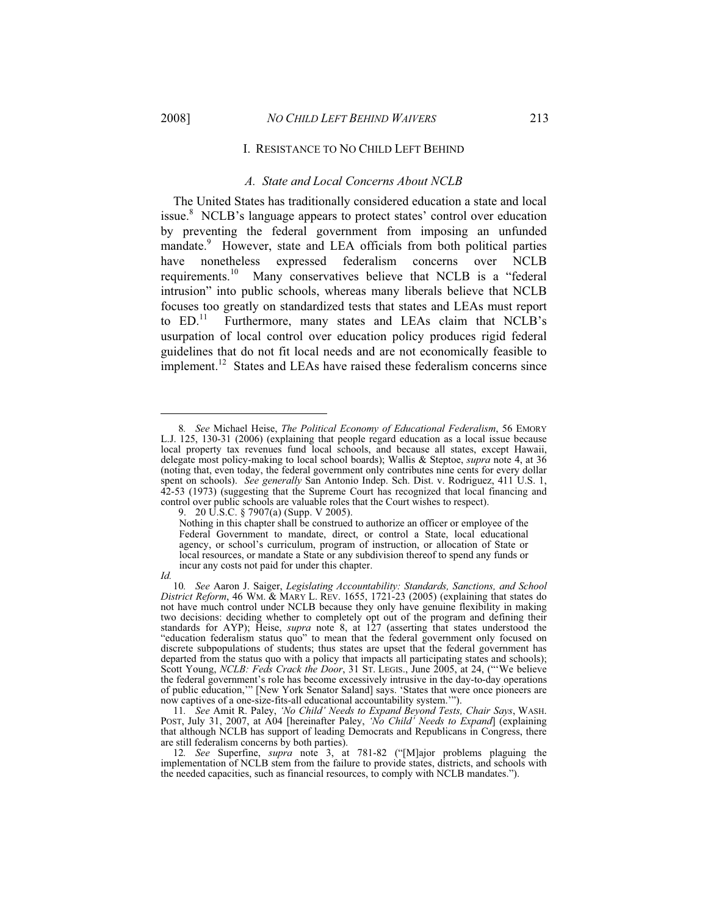## I. RESISTANCE TO NO CHILD LEFT BEHIND

### *A. State and Local Concerns About NCLB*

The United States has traditionally considered education a state and local issue.[8] NCLB's language appears to protect states' control over education by preventing the federal government from imposing an unfunded mandate.[9] However, state and LEA officials from both political parties have nonetheless expressed federalism concerns over NCLB requirements.[10] Many conservatives believe that NCLB is a "federal intrusion" into public schools, whereas many liberals believe that NCLB focuses too greatly on standardized tests that states and LEAs must report to ED.[11] Furthermore, many states and LEAs claim that NCLB's usurpation of local control over education policy produces rigid federal guidelines that do not fit local needs and are not economically feasible to implement.[12] States and LEAs have raised these federalism concerns since

---

8. *See* Michael Heise, *The Political Economy of Educational Federalism*, 56 EMORY L.J. 125, 130-31 (2006) (explaining that people regard education as a local issue because local property tax revenues fund local schools, and because all states, except Hawaii, delegate most policy-making to local school boards); Wallis & Steptoe, *supra* note 4, at 36 (noting that, even today, the federal government only contributes nine cents for every dollar spent on schools). *See generally* San Antonio Indep. Sch. Dist. v. Rodriguez, 411 U.S. 1, 42-53 (1973) (suggesting that the Supreme Court has recognized that local financing and control over public schools are valuable roles that the Court wishes to respect).

9. 20 U.S.C. § 7907(a) (Supp. V 2005).

> Nothing in this chapter shall be construed to authorize an officer or employee of the Federal Government to mandate, direct, or control a State, local educational agency, or school's curriculum, program of instruction, or allocation of State or local resources, or mandate a State or any subdivision thereof to spend any funds or incur any costs not paid for under this chapter.

*Id.*

10. *See* Aaron J. Saiger, *Legislating Accountability: Standards, Sanctions, and School District Reform*, 46 WM. & MARY L. REV. 1655, 1721-23 (2005) (explaining that states do not have much control under NCLB because they only have genuine flexibility in making two decisions: deciding whether to completely opt out of the program and defining their standards for AYP); Heise, *supra* note 8, at 127 (asserting that states understood the "education federalism status quo" to mean that the federal government only focused on discrete subpopulations of students; thus states are upset that the federal government has departed from the status quo with a policy that impacts all participating states and schools); Scott Young, *NCLB: Feds Crack the Door*, 31 ST. LEGIS., June 2005, at 24, ("'We believe the federal government's role has become excessively intrusive in the day-to-day operations of public education,'" [New York Senator Saland] says. 'States that were once pioneers are now captives of a one-size-fits-all educational accountability system.'").

11. *See* Amit R. Paley, *'No Child' Needs to Expand Beyond Tests, Chair Says*, WASH. POST, July 31, 2007, at A04 [hereinafter Paley, *'No Child' Needs to Expand*] (explaining that although NCLB has support of leading Democrats and Republicans in Congress, there are still federalism concerns by both parties).

12. *See* Superfine, *supra* note 3, at 781-82 ("[M]ajor problems plaguing the implementation of NCLB stem from the failure to provide states, districts, and schools with the needed capacities, such as financial resources, to comply with NCLB mandates.").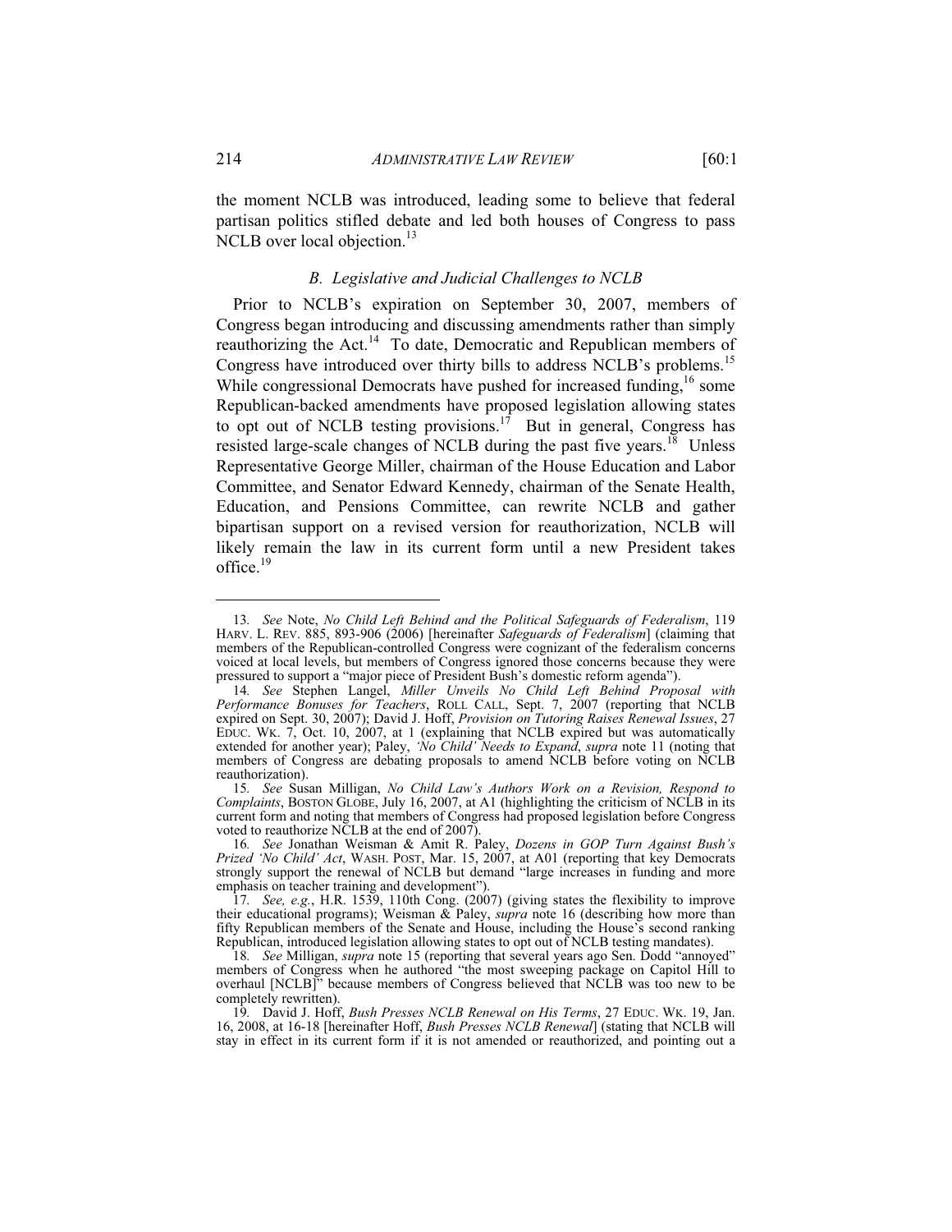the moment NCLB was introduced, leading some to believe that federal partisan politics stifled debate and led both houses of Congress to pass NCLB over local objection.[13]

### *B. Legislative and Judicial Challenges to NCLB*

Prior to NCLB's expiration on September 30, 2007, members of Congress began introducing and discussing amendments rather than simply reauthorizing the Act.[14] To date, Democratic and Republican members of Congress have introduced over thirty bills to address NCLB's problems.[15] While congressional Democrats have pushed for increased funding,[16] some Republican-backed amendments have proposed legislation allowing states to opt out of NCLB testing provisions.[17] But in general, Congress has resisted large-scale changes of NCLB during the past five years.[18] Unless Representative George Miller, chairman of the House Education and Labor Committee, and Senator Edward Kennedy, chairman of the Senate Health, Education, and Pensions Committee, can rewrite NCLB and gather bipartisan support on a revised version for reauthorization, NCLB will likely remain the law in its current form until a new President takes office.[19]

---

13. *See* Note, *No Child Left Behind and the Political Safeguards of Federalism*, 119 HARV. L. REV. 885, 893-906 (2006) [hereinafter *Safeguards of Federalism*] (claiming that members of the Republican-controlled Congress were cognizant of the federalism concerns voiced at local levels, but members of Congress ignored those concerns because they were pressured to support a "major piece of President Bush's domestic reform agenda").

14. *See* Stephen Langel, *Miller Unveils No Child Left Behind Proposal with Performance Bonuses for Teachers*, ROLL CALL, Sept. 7, 2007 (reporting that NCLB expired on Sept. 30, 2007); David J. Hoff, *Provision on Tutoring Raises Renewal Issues*, 27 EDUC. WK. 7, Oct. 10, 2007, at 1 (explaining that NCLB expired but was automatically extended for another year); Paley, *'No Child' Needs to Expand*, *supra* note 11 (noting that members of Congress are debating proposals to amend NCLB before voting on NCLB reauthorization).

15. *See* Susan Milligan, *No Child Law's Authors Work on a Revision, Respond to Complaints*, BOSTON GLOBE, July 16, 2007, at A1 (highlighting the criticism of NCLB in its current form and noting that members of Congress had proposed legislation before Congress voted to reauthorize NCLB at the end of 2007).

16. *See* Jonathan Weisman & Amit R. Paley, *Dozens in GOP Turn Against Bush's Prized 'No Child' Act*, WASH. POST, Mar. 15, 2007, at A01 (reporting that key Democrats strongly support the renewal of NCLB but demand "large increases in funding and more emphasis on teacher training and development").

17. *See, e.g.*, H.R. 1539, 110th Cong. (2007) (giving states the flexibility to improve their educational programs); Weisman & Paley, *supra* note 16 (describing how more than fifty Republican members of the Senate and House, including the House's second ranking Republican, introduced legislation allowing states to opt out of NCLB testing mandates).

18. *See* Milligan, *supra* note 15 (reporting that several years ago Sen. Dodd "annoyed" members of Congress when he authored "the most sweeping package on Capitol Hill to overhaul [NCLB]" because members of Congress believed that NCLB was too new to be completely rewritten).

19. David J. Hoff, *Bush Presses NCLB Renewal on His Terms*, 27 EDUC. WK. 19, Jan. 16, 2008, at 16-18 [hereinafter Hoff, *Bush Presses NCLB Renewal*] (stating that NCLB will stay in effect in its current form if it is not amended or reauthorized, and pointing out a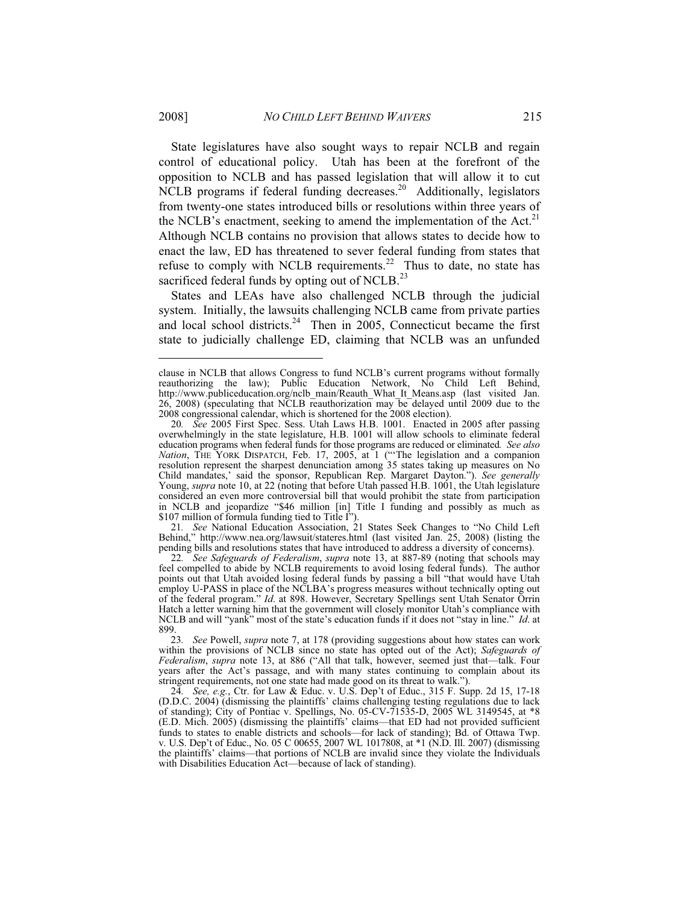State legislatures have also sought ways to repair NCLB and regain control of educational policy. Utah has been at the forefront of the opposition to NCLB and has passed legislation that will allow it to cut NCLB programs if federal funding decreases.[20] Additionally, legislators from twenty-one states introduced bills or resolutions within three years of the NCLB's enactment, seeking to amend the implementation of the Act.[21] Although NCLB contains no provision that allows states to decide how to enact the law, ED has threatened to sever federal funding from states that refuse to comply with NCLB requirements.[22] Thus to date, no state has sacrificed federal funds by opting out of NCLB.[23]

States and LEAs have also challenged NCLB through the judicial system. Initially, the lawsuits challenging NCLB came from private parties and local school districts.[24] Then in 2005, Connecticut became the first state to judicially challenge ED, claiming that NCLB was an unfunded

---

clause in NCLB that allows Congress to fund NCLB's current programs without formally reauthorizing the law); Public Education Network, No Child Left Behind, http://www.publiceducation.org/nclb_main/Reauth_What_It_Means.asp (last visited Jan. 26, 2008) (speculating that NCLB reauthorization may be delayed until 2009 due to the 2008 congressional calendar, which is shortened for the 2008 election).

20. *See* 2005 First Spec. Sess. Utah Laws H.B. 1001. Enacted in 2005 after passing overwhelmingly in the state legislature, H.B. 1001 will allow schools to eliminate federal education programs when federal funds for those programs are reduced or eliminated. *See also Nation*, THE YORK DISPATCH, Feb. 17, 2005, at 1 ("'The legislation and a companion resolution represent the sharpest denunciation among 35 states taking up measures on No Child mandates,' said the sponsor, Republican Rep. Margaret Dayton."). *See generally* Young, *supra* note 10, at 22 (noting that before Utah passed H.B. 1001, the Utah legislature considered an even more controversial bill that would prohibit the state from participation in NCLB and jeopardize "$46 million [in] Title I funding and possibly as much as $107 million of formula funding tied to Title I").

21. *See* National Education Association, 21 States Seek Changes to "No Child Left Behind," http://www.nea.org/lawsuit/stateres.html (last visited Jan. 25, 2008) (listing the pending bills and resolutions states that have introduced to address a diversity of concerns).

22. *See Safeguards of Federalism*, *supra* note 13, at 887-89 (noting that schools may feel compelled to abide by NCLB requirements to avoid losing federal funds). The author points out that Utah avoided losing federal funds by passing a bill "that would have Utah employ U-PASS in place of the NCLBA's progress measures without technically opting out of the federal program." *Id*. at 898. However, Secretary Spellings sent Utah Senator Orrin Hatch a letter warning him that the government will closely monitor Utah's compliance with NCLB and will "yank" most of the state's education funds if it does not "stay in line." *Id*. at 899.

23. *See* Powell, *supra* note 7, at 178 (providing suggestions about how states can work within the provisions of NCLB since no state has opted out of the Act); *Safeguards of Federalism*, *supra* note 13, at 886 ("All that talk, however, seemed just that—talk. Four years after the Act's passage, and with many states continuing to complain about its stringent requirements, not one state had made good on its threat to walk.").

24. *See, e.g.*, Ctr. for Law & Educ. v. U.S. Dep't of Educ., 315 F. Supp. 2d 15, 17-18 (D.D.C. 2004) (dismissing the plaintiffs' claims challenging testing regulations due to lack of standing); City of Pontiac v. Spellings, No. 05-CV-71535-D, 2005 WL 3149545, at *8 (E.D. Mich. 2005) (dismissing the plaintiffs' claims—that ED had not provided sufficient funds to states to enable districts and schools—for lack of standing); Bd. of Ottawa Twp. v. U.S. Dep't of Educ., No. 05 C 00655, 2007 WL 1017808, at *1 (N.D. Ill. 2007) (dismissing the plaintiffs' claims—that portions of NCLB are invalid since they violate the Individuals with Disabilities Education Act—because of lack of standing).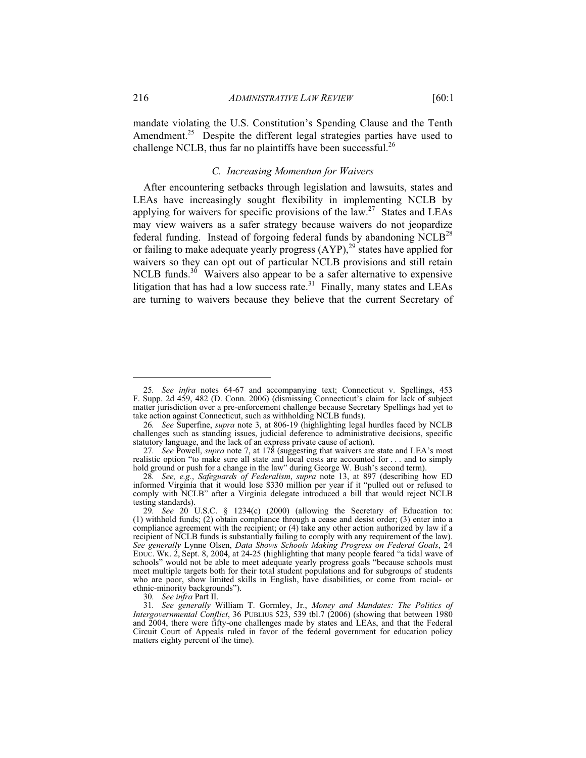mandate violating the U.S. Constitution's Spending Clause and the Tenth Amendment.[25] Despite the different legal strategies parties have used to challenge NCLB, thus far no plaintiffs have been successful.[26]

### *C. Increasing Momentum for Waivers*

After encountering setbacks through legislation and lawsuits, states and LEAs have increasingly sought flexibility in implementing NCLB by applying for waivers for specific provisions of the law.[27] States and LEAs may view waivers as a safer strategy because waivers do not jeopardize federal funding. Instead of forgoing federal funds by abandoning NCLB[28] or failing to make adequate yearly progress (AYP),[29] states have applied for waivers so they can opt out of particular NCLB provisions and still retain NCLB funds.[30] Waivers also appear to be a safer alternative to expensive litigation that has had a low success rate.[31] Finally, many states and LEAs are turning to waivers because they believe that the current Secretary of

---

25. *See infra* notes 64-67 and accompanying text; Connecticut v. Spellings, 453 F. Supp. 2d 459, 482 (D. Conn. 2006) (dismissing Connecticut's claim for lack of subject matter jurisdiction over a pre-enforcement challenge because Secretary Spellings had yet to take action against Connecticut, such as withholding NCLB funds).

26. *See* Superfine, *supra* note 3, at 806-19 (highlighting legal hurdles faced by NCLB challenges such as standing issues, judicial deference to administrative decisions, specific statutory language, and the lack of an express private cause of action).

27. *See* Powell, *supra* note 7, at 178 (suggesting that waivers are state and LEA's most realistic option "to make sure all state and local costs are accounted for . . . and to simply hold ground or push for a change in the law" during George W. Bush's second term).

28. *See, e.g.*, *Safeguards of Federalism*, *supra* note 13, at 897 (describing how ED informed Virginia that it would lose $330 million per year if it "pulled out or refused to comply with NCLB" after a Virginia delegate introduced a bill that would reject NCLB testing standards).

29. *See* 20 U.S.C. § 1234(c) (2000) (allowing the Secretary of Education to: (1) withhold funds; (2) obtain compliance through a cease and desist order; (3) enter into a compliance agreement with the recipient; or (4) take any other action authorized by law if a recipient of NCLB funds is substantially failing to comply with any requirement of the law). *See generally* Lynne Olsen, *Data Shows Schools Making Progress on Federal Goals*, 24 EDUC. WK. 2, Sept. 8, 2004, at 24-25 (highlighting that many people feared "a tidal wave of schools" would not be able to meet adequate yearly progress goals "because schools must meet multiple targets both for their total student populations and for subgroups of students who are poor, show limited skills in English, have disabilities, or come from racial- or ethnic-minority backgrounds").

30. *See infra* Part II.

31. *See generally* William T. Gormley, Jr., *Money and Mandates: The Politics of Intergovernmental Conflict*, 36 PUBLIUS 523, 539 tbl.7 (2006) (showing that between 1980 and 2004, there were fifty-one challenges made by states and LEAs, and that the Federal Circuit Court of Appeals ruled in favor of the federal government for education policy matters eighty percent of the time).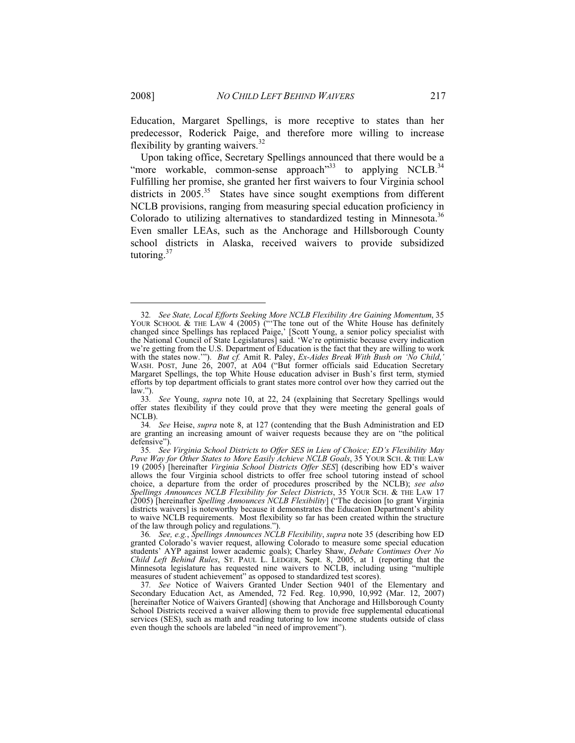Education, Margaret Spellings, is more receptive to states than her predecessor, Roderick Paige, and therefore more willing to increase flexibility by granting waivers.[32]

Upon taking office, Secretary Spellings announced that there would be a "more workable, common-sense approach"[33] to applying NCLB.[34] Fulfilling her promise, she granted her first waivers to four Virginia school districts in 2005.[35] States have since sought exemptions from different NCLB provisions, ranging from measuring special education proficiency in Colorado to utilizing alternatives to standardized testing in Minnesota.[36] Even smaller LEAs, such as the Anchorage and Hillsborough County school districts in Alaska, received waivers to provide subsidized tutoring.[37]

---

32. *See State, Local Efforts Seeking More NCLB Flexibility Are Gaining Momentum*, 35 YOUR SCHOOL & THE LAW 4 (2005) ("'The tone out of the White House has definitely changed since Spellings has replaced Paige,' [Scott Young, a senior policy specialist with the National Council of State Legislatures] said. 'We're optimistic because every indication we're getting from the U.S. Department of Education is the fact that they are willing to work with the states now.'"). *But cf.* Amit R. Paley, *Ex-Aides Break With Bush on 'No Child,'* WASH. POST, June 26, 2007, at A04 ("But former officials said Education Secretary Margaret Spellings, the top White House education adviser in Bush's first term, stymied efforts by top department officials to grant states more control over how they carried out the law.").

33. *See* Young, *supra* note 10, at 22, 24 (explaining that Secretary Spellings would offer states flexibility if they could prove that they were meeting the general goals of NCLB).

34. *See* Heise, *supra* note 8, at 127 (contending that the Bush Administration and ED are granting an increasing amount of waiver requests because they are on "the political defensive").

35. *See Virginia School Districts to Offer SES in Lieu of Choice; ED's Flexibility May Pave Way for Other States to More Easily Achieve NCLB Goals*, 35 YOUR SCH. & THE LAW 19 (2005) [hereinafter *Virginia School Districts Offer SES*] (describing how ED's waiver allows the four Virginia school districts to offer free school tutoring instead of school choice, a departure from the order of procedures proscribed by the NCLB); *see also Spellings Announces NCLB Flexibility for Select Districts*, 35 YOUR SCH. & THE LAW 17 (2005) [hereinafter *Spelling Announces NCLB Flexibility*] ("The decision [to grant Virginia districts waivers] is noteworthy because it demonstrates the Education Department's ability to waive NCLB requirements. Most flexibility so far has been created within the structure of the law through policy and regulations.").

36. *See, e.g.*, *Spellings Announces NCLB Flexibility*, *supra* note 35 (describing how ED granted Colorado's wavier request, allowing Colorado to measure some special education students' AYP against lower academic goals); Charley Shaw, *Debate Continues Over No Child Left Behind Rules*, ST. PAUL L. LEDGER, Sept. 8, 2005, at 1 (reporting that the Minnesota legislature has requested nine waivers to NCLB, including using "multiple measures of student achievement" as opposed to standardized test scores).

37. *See* Notice of Waivers Granted Under Section 9401 of the Elementary and Secondary Education Act, as Amended, 72 Fed. Reg. 10,990, 10,992 (Mar. 12, 2007) [hereinafter Notice of Waivers Granted] (showing that Anchorage and Hillsborough County School Districts received a waiver allowing them to provide free supplemental educational services (SES), such as math and reading tutoring to low income students outside of class even though the schools are labeled "in need of improvement").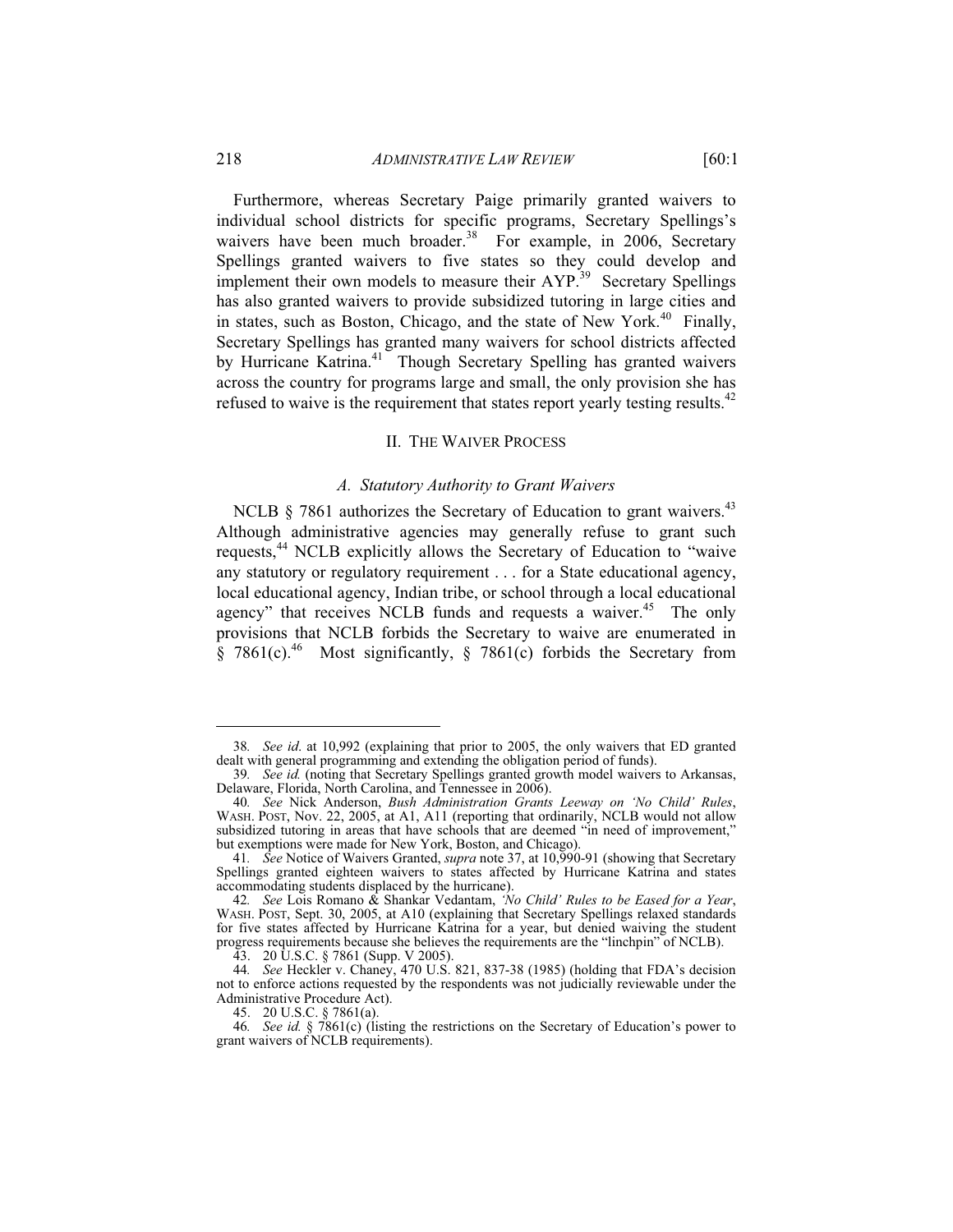Furthermore, whereas Secretary Paige primarily granted waivers to individual school districts for specific programs, Secretary Spellings's waivers have been much broader.[38] For example, in 2006, Secretary Spellings granted waivers to five states so they could develop and implement their own models to measure their AYP.[39] Secretary Spellings has also granted waivers to provide subsidized tutoring in large cities and in states, such as Boston, Chicago, and the state of New York.[40] Finally, Secretary Spellings has granted many waivers for school districts affected by Hurricane Katrina.[41] Though Secretary Spelling has granted waivers across the country for programs large and small, the only provision she has refused to waive is the requirement that states report yearly testing results.[42]

## II. THE WAIVER PROCESS

### *A. Statutory Authority to Grant Waivers*

NCLB § 7861 authorizes the Secretary of Education to grant waivers.[43] Although administrative agencies may generally refuse to grant such requests,[44] NCLB explicitly allows the Secretary of Education to "waive any statutory or regulatory requirement . . . for a State educational agency, local educational agency, Indian tribe, or school through a local educational agency" that receives NCLB funds and requests a waiver.[45] The only provisions that NCLB forbids the Secretary to waive are enumerated in § 7861(c).[46] Most significantly, § 7861(c) forbids the Secretary from

---

38. *See id*. at 10,992 (explaining that prior to 2005, the only waivers that ED granted dealt with general programming and extending the obligation period of funds).

39. *See id.* (noting that Secretary Spellings granted growth model waivers to Arkansas, Delaware, Florida, North Carolina, and Tennessee in 2006).

40. *See* Nick Anderson, *Bush Administration Grants Leeway on 'No Child' Rules*, WASH. POST, Nov. 22, 2005, at A1, A11 (reporting that ordinarily, NCLB would not allow subsidized tutoring in areas that have schools that are deemed "in need of improvement," but exemptions were made for New York, Boston, and Chicago).

41. *See* Notice of Waivers Granted, *supra* note 37, at 10,990-91 (showing that Secretary Spellings granted eighteen waivers to states affected by Hurricane Katrina and states accommodating students displaced by the hurricane).

42. *See* Lois Romano & Shankar Vedantam, *'No Child' Rules to be Eased for a Year*, WASH. POST, Sept. 30, 2005, at A10 (explaining that Secretary Spellings relaxed standards for five states affected by Hurricane Katrina for a year, but denied waiving the student progress requirements because she believes the requirements are the "linchpin" of NCLB).

43. 20 U.S.C. § 7861 (Supp. V 2005).

44. *See* Heckler v. Chaney, 470 U.S. 821, 837-38 (1985) (holding that FDA's decision not to enforce actions requested by the respondents was not judicially reviewable under the Administrative Procedure Act).

45. 20 U.S.C. § 7861(a).

46. *See id.* § 7861(c) (listing the restrictions on the Secretary of Education's power to grant waivers of NCLB requirements).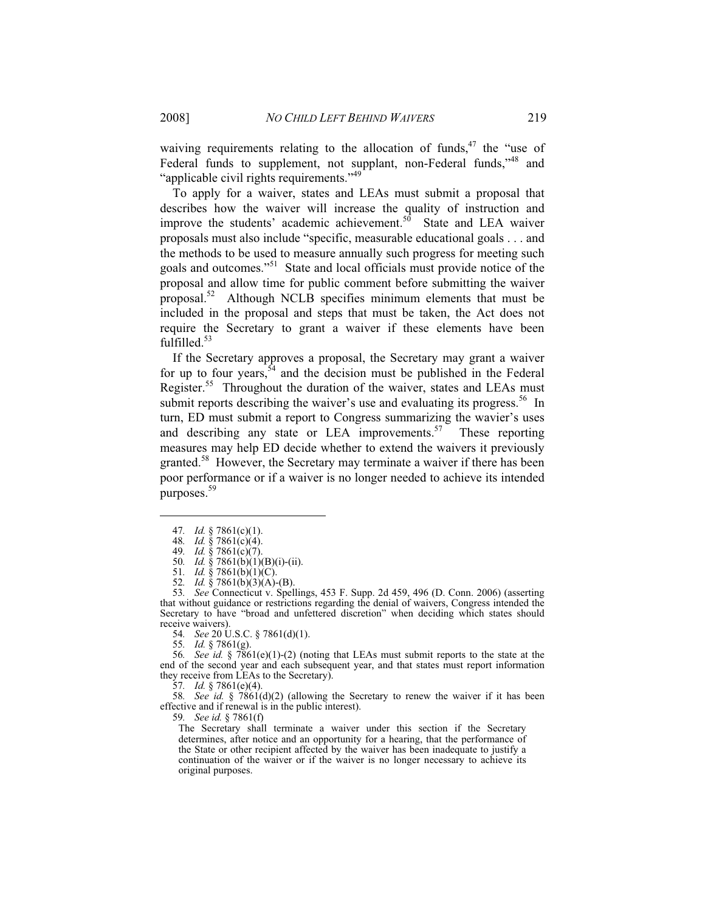waiving requirements relating to the allocation of funds,[47] the "use of Federal funds to supplement, not supplant, non-Federal funds,"[48] and "applicable civil rights requirements."[49]

To apply for a waiver, states and LEAs must submit a proposal that describes how the waiver will increase the quality of instruction and improve the students' academic achievement.[50] State and LEA waiver proposals must also include "specific, measurable educational goals . . . and the methods to be used to measure annually such progress for meeting such goals and outcomes."[51] State and local officials must provide notice of the proposal and allow time for public comment before submitting the waiver proposal.[52] Although NCLB specifies minimum elements that must be included in the proposal and steps that must be taken, the Act does not require the Secretary to grant a waiver if these elements have been fulfilled.[53]

If the Secretary approves a proposal, the Secretary may grant a waiver for up to four years,[54] and the decision must be published in the Federal Register.[55] Throughout the duration of the waiver, states and LEAs must submit reports describing the waiver's use and evaluating its progress.[56] In turn, ED must submit a report to Congress summarizing the wavier's uses and describing any state or LEA improvements.[57] These reporting measures may help ED decide whether to extend the waivers it previously granted.[58] However, the Secretary may terminate a waiver if there has been poor performance or if a waiver is no longer needed to achieve its intended purposes.[59]

---

47. *Id.* § 7861(c)(1).

48. *Id.* § 7861(c)(4).

49. *Id.* § 7861(c)(7).

50. *Id.* § 7861(b)(1)(B)(i)-(ii).

51. *Id.* § 7861(b)(1)(C).

52. *Id.* § 7861(b)(3)(A)-(B).

53. *See* Connecticut v. Spellings, 453 F. Supp. 2d 459, 496 (D. Conn. 2006) (asserting that without guidance or restrictions regarding the denial of waivers, Congress intended the Secretary to have "broad and unfettered discretion" when deciding which states should receive waivers).

54. *See* 20 U.S.C. § 7861(d)(1).

55. *Id.* § 7861(g).

56. *See id.* § 7861(e)(1)-(2) (noting that LEAs must submit reports to the state at the end of the second year and each subsequent year, and that states must report information they receive from LEAs to the Secretary).

57. *Id.* § 7861(e)(4).

58. *See id.* § 7861(d)(2) (allowing the Secretary to renew the waiver if it has been effective and if renewal is in the public interest).

59. *See id.* § 7861(f)

> The Secretary shall terminate a waiver under this section if the Secretary determines, after notice and an opportunity for a hearing, that the performance of the State or other recipient affected by the waiver has been inadequate to justify a continuation of the waiver or if the waiver is no longer necessary to achieve its original purposes.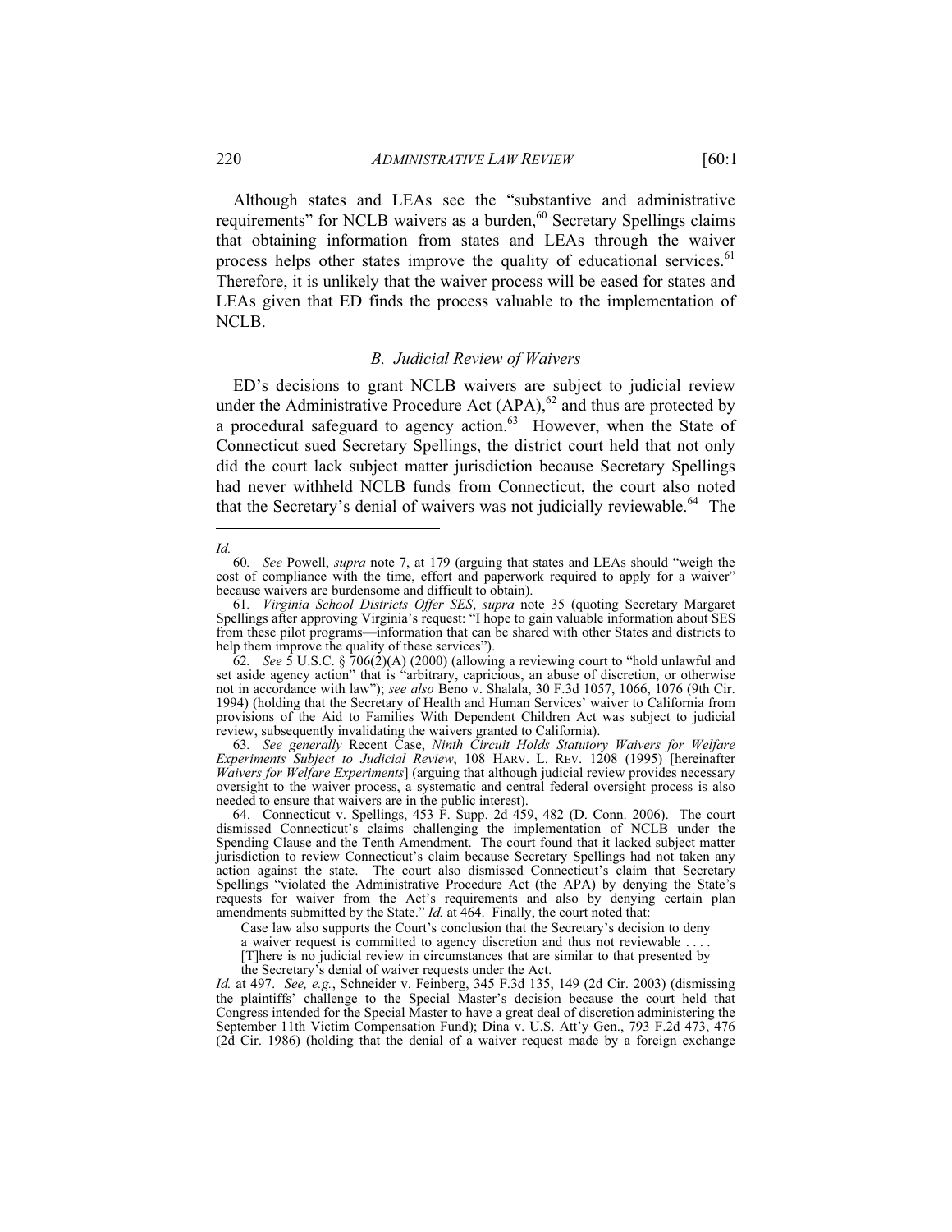Although states and LEAs see the "substantive and administrative requirements" for NCLB waivers as a burden,[60] Secretary Spellings claims that obtaining information from states and LEAs through the waiver process helps other states improve the quality of educational services.[61] Therefore, it is unlikely that the waiver process will be eased for states and LEAs given that ED finds the process valuable to the implementation of NCLB.

### *B. Judicial Review of Waivers*

ED's decisions to grant NCLB waivers are subject to judicial review under the Administrative Procedure Act (APA),[62] and thus are protected by a procedural safeguard to agency action.[63] However, when the State of Connecticut sued Secretary Spellings, the district court held that not only did the court lack subject matter jurisdiction because Secretary Spellings had never withheld NCLB funds from Connecticut, the court also noted that the Secretary's denial of waivers was not judicially reviewable.[64] The

---

*Id.*

60. *See* Powell, *supra* note 7, at 179 (arguing that states and LEAs should "weigh the cost of compliance with the time, effort and paperwork required to apply for a waiver" because waivers are burdensome and difficult to obtain).

61. *Virginia School Districts Offer SES*, *supra* note 35 (quoting Secretary Margaret Spellings after approving Virginia's request: "I hope to gain valuable information about SES from these pilot programs—information that can be shared with other States and districts to help them improve the quality of these services").

62. *See* 5 U.S.C. § 706(2)(A) (2000) (allowing a reviewing court to "hold unlawful and set aside agency action" that is "arbitrary, capricious, an abuse of discretion, or otherwise not in accordance with law"); *see also* Beno v. Shalala, 30 F.3d 1057, 1066, 1076 (9th Cir. 1994) (holding that the Secretary of Health and Human Services' waiver to California from provisions of the Aid to Families With Dependent Children Act was subject to judicial review, subsequently invalidating the waivers granted to California).

63. *See generally* Recent Case, *Ninth Circuit Holds Statutory Waivers for Welfare Experiments Subject to Judicial Review*, 108 HARV. L. REV. 1208 (1995) [hereinafter *Waivers for Welfare Experiments*] (arguing that although judicial review provides necessary oversight to the waiver process, a systematic and central federal oversight process is also needed to ensure that waivers are in the public interest).

64. Connecticut v. Spellings, 453 F. Supp. 2d 459, 482 (D. Conn. 2006). The court dismissed Connecticut's claims challenging the implementation of NCLB under the Spending Clause and the Tenth Amendment. The court found that it lacked subject matter jurisdiction to review Connecticut's claim because Secretary Spellings had not taken any action against the state. The court also dismissed Connecticut's claim that Secretary Spellings "violated the Administrative Procedure Act (the APA) by denying the State's requests for waiver from the Act's requirements and also by denying certain plan amendments submitted by the State." *Id.* at 464. Finally, the court noted that:

> Case law also supports the Court's conclusion that the Secretary's decision to deny a waiver request is committed to agency discretion and thus not reviewable . . . . [T]here is no judicial review in circumstances that are similar to that presented by the Secretary's denial of waiver requests under the Act.

*Id.* at 497. *See, e.g.*, Schneider v. Feinberg, 345 F.3d 135, 149 (2d Cir. 2003) (dismissing the plaintiffs' challenge to the Special Master's decision because the court held that Congress intended for the Special Master to have a great deal of discretion administering the September 11th Victim Compensation Fund); Dina v. U.S. Att'y Gen., 793 F.2d 473, 476 (2d Cir. 1986) (holding that the denial of a waiver request made by a foreign exchange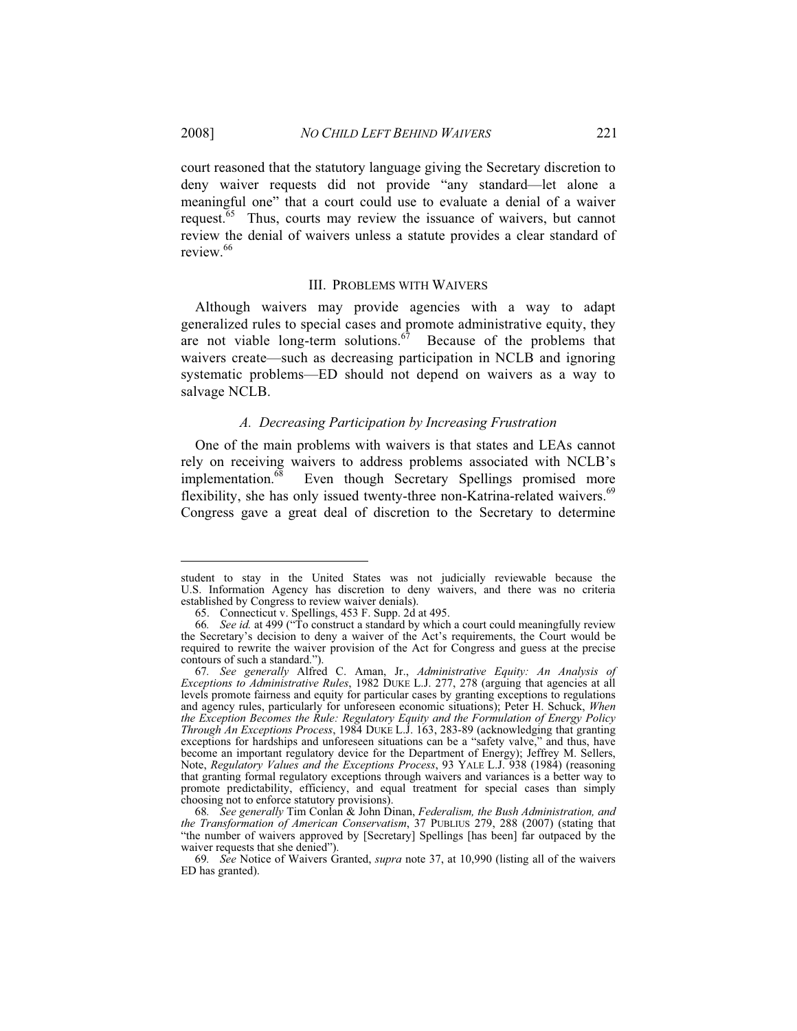court reasoned that the statutory language giving the Secretary discretion to deny waiver requests did not provide "any standard—let alone a meaningful one" that a court could use to evaluate a denial of a waiver request.[65] Thus, courts may review the issuance of waivers, but cannot review the denial of waivers unless a statute provides a clear standard of review.[66]

## III. PROBLEMS WITH WAIVERS

Although waivers may provide agencies with a way to adapt generalized rules to special cases and promote administrative equity, they are not viable long-term solutions.[67] Because of the problems that waivers create—such as decreasing participation in NCLB and ignoring systematic problems—ED should not depend on waivers as a way to salvage NCLB.

### *A. Decreasing Participation by Increasing Frustration*

One of the main problems with waivers is that states and LEAs cannot rely on receiving waivers to address problems associated with NCLB's implementation.[68] Even though Secretary Spellings promised more flexibility, she has only issued twenty-three non-Katrina-related waivers.[69] Congress gave a great deal of discretion to the Secretary to determine

---

student to stay in the United States was not judicially reviewable because the U.S. Information Agency has discretion to deny waivers, and there was no criteria established by Congress to review waiver denials).

65. Connecticut v. Spellings, 453 F. Supp. 2d at 495.

66. *See id.* at 499 ("To construct a standard by which a court could meaningfully review the Secretary's decision to deny a waiver of the Act's requirements, the Court would be required to rewrite the waiver provision of the Act for Congress and guess at the precise contours of such a standard.").

67. *See generally* Alfred C. Aman, Jr., *Administrative Equity: An Analysis of Exceptions to Administrative Rules*, 1982 DUKE L.J. 277, 278 (arguing that agencies at all levels promote fairness and equity for particular cases by granting exceptions to regulations and agency rules, particularly for unforeseen economic situations); Peter H. Schuck, *When the Exception Becomes the Rule: Regulatory Equity and the Formulation of Energy Policy Through An Exceptions Process*, 1984 DUKE L.J. 163, 283-89 (acknowledging that granting exceptions for hardships and unforeseen situations can be a "safety valve," and thus, have become an important regulatory device for the Department of Energy); Jeffrey M. Sellers, Note, *Regulatory Values and the Exceptions Process*, 93 YALE L.J. 938 (1984) (reasoning that granting formal regulatory exceptions through waivers and variances is a better way to promote predictability, efficiency, and equal treatment for special cases than simply choosing not to enforce statutory provisions).

68. *See generally* Tim Conlan & John Dinan, *Federalism, the Bush Administration, and the Transformation of American Conservatism*, 37 PUBLIUS 279, 288 (2007) (stating that "the number of waivers approved by [Secretary] Spellings [has been] far outpaced by the waiver requests that she denied").

69. *See* Notice of Waivers Granted, *supra* note 37, at 10,990 (listing all of the waivers ED has granted).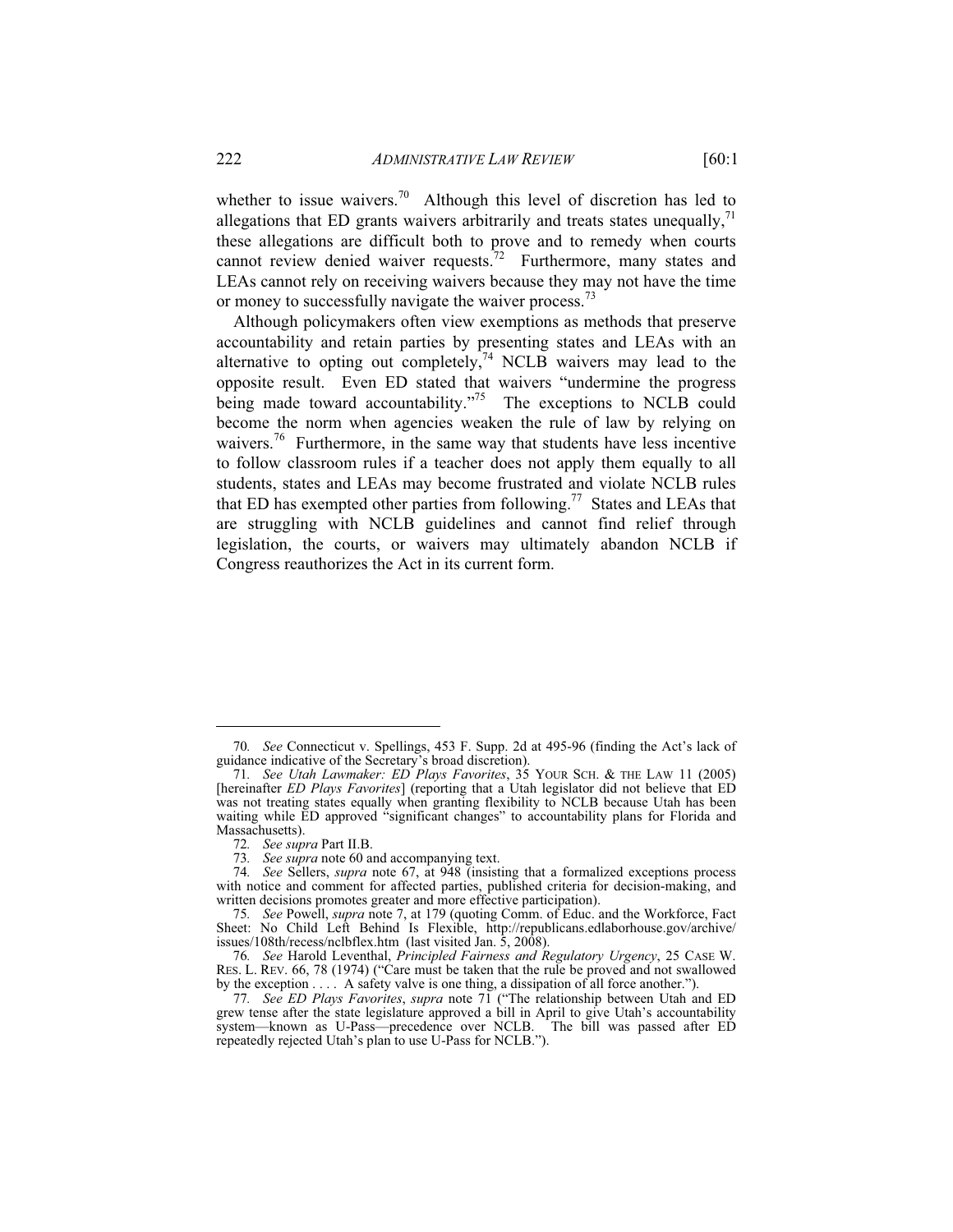whether to issue waivers.[70] Although this level of discretion has led to allegations that ED grants waivers arbitrarily and treats states unequally,[71] these allegations are difficult both to prove and to remedy when courts cannot review denied waiver requests.[72] Furthermore, many states and LEAs cannot rely on receiving waivers because they may not have the time or money to successfully navigate the waiver process.[73]

Although policymakers often view exemptions as methods that preserve accountability and retain parties by presenting states and LEAs with an alternative to opting out completely,[74] NCLB waivers may lead to the opposite result. Even ED stated that waivers "undermine the progress being made toward accountability."[75] The exceptions to NCLB could become the norm when agencies weaken the rule of law by relying on waivers.[76] Furthermore, in the same way that students have less incentive to follow classroom rules if a teacher does not apply them equally to all students, states and LEAs may become frustrated and violate NCLB rules that ED has exempted other parties from following.[77] States and LEAs that are struggling with NCLB guidelines and cannot find relief through legislation, the courts, or waivers may ultimately abandon NCLB if Congress reauthorizes the Act in its current form.

---

70. *See* Connecticut v. Spellings, 453 F. Supp. 2d at 495-96 (finding the Act's lack of guidance indicative of the Secretary's broad discretion).

71. *See Utah Lawmaker: ED Plays Favorites*, 35 YOUR SCH. & THE LAW 11 (2005) [hereinafter *ED Plays Favorites*] (reporting that a Utah legislator did not believe that ED was not treating states equally when granting flexibility to NCLB because Utah has been waiting while ED approved "significant changes" to accountability plans for Florida and Massachusetts).

72. *See supra* Part II.B.

73. *See supra* note 60 and accompanying text.

74. *See* Sellers, *supra* note 67, at 948 (insisting that a formalized exceptions process with notice and comment for affected parties, published criteria for decision-making, and written decisions promotes greater and more effective participation).

75. *See* Powell, *supra* note 7, at 179 (quoting Comm. of Educ. and the Workforce, Fact Sheet: No Child Left Behind Is Flexible, http://republicans.edlaborhouse.gov/archive/issues/108th/recess/nclbflex.htm (last visited Jan. 5, 2008).

76. *See* Harold Leventhal, *Principled Fairness and Regulatory Urgency*, 25 CASE W. RES. L. REV. 66, 78 (1974) ("Care must be taken that the rule be proved and not swallowed by the exception . . . . A safety valve is one thing, a dissipation of all force another.").

77. *See ED Plays Favorites*, *supra* note 71 ("The relationship between Utah and ED grew tense after the state legislature approved a bill in April to give Utah's accountability system—known as U-Pass—precedence over NCLB. The bill was passed after ED repeatedly rejected Utah's plan to use U-Pass for NCLB.").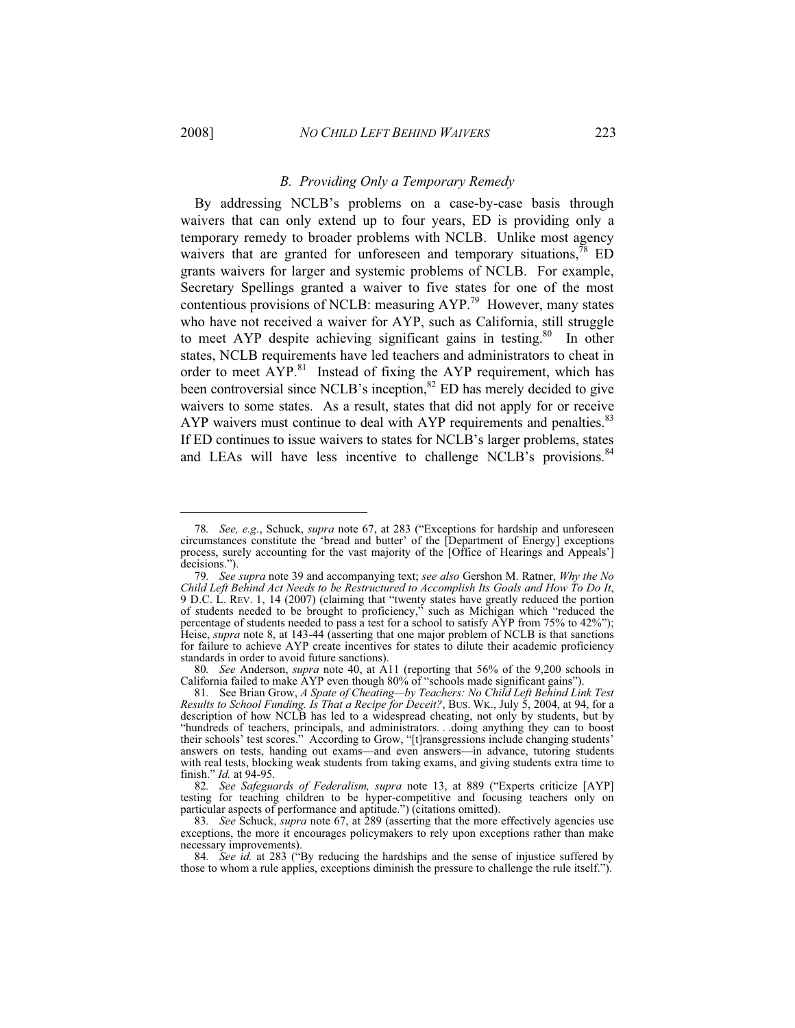### *B. Providing Only a Temporary Remedy*

By addressing NCLB's problems on a case-by-case basis through waivers that can only extend up to four years, ED is providing only a temporary remedy to broader problems with NCLB. Unlike most agency waivers that are granted for unforeseen and temporary situations,[78] ED grants waivers for larger and systemic problems of NCLB. For example, Secretary Spellings granted a waiver to five states for one of the most contentious provisions of NCLB: measuring AYP.[79] However, many states who have not received a waiver for AYP, such as California, still struggle to meet AYP despite achieving significant gains in testing.[80] In other states, NCLB requirements have led teachers and administrators to cheat in order to meet AYP.[81] Instead of fixing the AYP requirement, which has been controversial since NCLB's inception,[82] ED has merely decided to give waivers to some states. As a result, states that did not apply for or receive AYP waivers must continue to deal with AYP requirements and penalties.[83] If ED continues to issue waivers to states for NCLB's larger problems, states and LEAs will have less incentive to challenge NCLB's provisions.[84]

---

78. *See, e.g.*, Schuck, *supra* note 67, at 283 ("Exceptions for hardship and unforeseen circumstances constitute the 'bread and butter' of the [Department of Energy] exceptions process, surely accounting for the vast majority of the [Office of Hearings and Appeals'] decisions.").

79. *See supra* note 39 and accompanying text; *see also* Gershon M. Ratner, *Why the No Child Left Behind Act Needs to be Restructured to Accomplish Its Goals and How To Do It*, 9 D.C. L. REV. 1, 14 (2007) (claiming that "twenty states have greatly reduced the portion of students needed to be brought to proficiency," such as Michigan which "reduced the percentage of students needed to pass a test for a school to satisfy AYP from 75% to 42%"); Heise, *supra* note 8, at 143-44 (asserting that one major problem of NCLB is that sanctions for failure to achieve AYP create incentives for states to dilute their academic proficiency standards in order to avoid future sanctions).

80. *See* Anderson, *supra* note 40, at A11 (reporting that 56% of the 9,200 schools in California failed to make AYP even though 80% of "schools made significant gains").

81. See Brian Grow, *A Spate of Cheating—by Teachers: No Child Left Behind Link Test Results to School Funding. Is That a Recipe for Deceit?*, BUS. WK., July 5, 2004, at 94, for a description of how NCLB has led to a widespread cheating, not only by students, but by "hundreds of teachers, principals, and administrators. . .doing anything they can to boost their schools' test scores." According to Grow, "[t]ransgressions include changing students' answers on tests, handing out exams—and even answers—in advance, tutoring students with real tests, blocking weak students from taking exams, and giving students extra time to finish." *Id.* at 94-95.

82. *See Safeguards of Federalism, supra* note 13, at 889 ("Experts criticize [AYP] testing for teaching children to be hyper-competitive and focusing teachers only on particular aspects of performance and aptitude.") (citations omitted).

83. *See* Schuck, *supra* note 67, at 289 (asserting that the more effectively agencies use exceptions, the more it encourages policymakers to rely upon exceptions rather than make necessary improvements).

84. *See id.* at 283 ("By reducing the hardships and the sense of injustice suffered by those to whom a rule applies, exceptions diminish the pressure to challenge the rule itself.").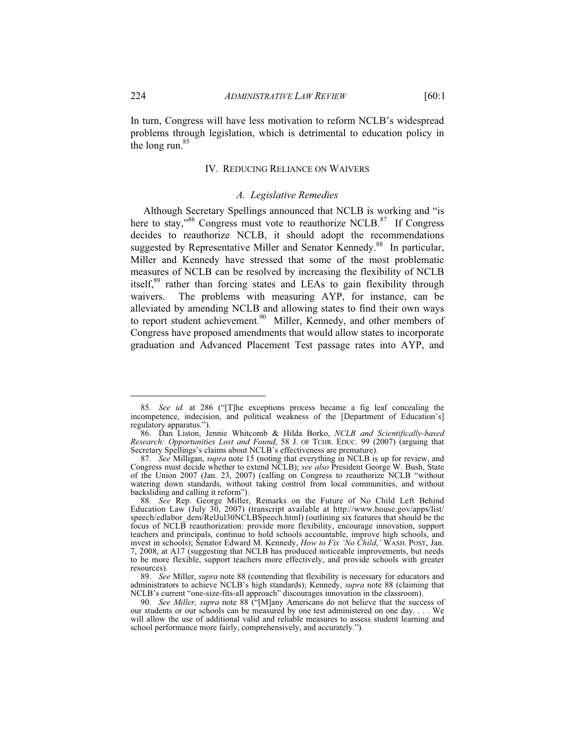In turn, Congress will have less motivation to reform NCLB's widespread problems through legislation, which is detrimental to education policy in the long run.[85]

## IV. Reducing Reliance on Waivers

### *A. Legislative Remedies*

Although Secretary Spellings announced that NCLB is working and "is here to stay,"[86] Congress must vote to reauthorize NCLB.[87] If Congress decides to reauthorize NCLB, it should adopt the recommendations suggested by Representative Miller and Senator Kennedy.[88] In particular, Miller and Kennedy have stressed that some of the most problematic measures of NCLB can be resolved by increasing the flexibility of NCLB itself,[89] rather than forcing states and LEAs to gain flexibility through waivers. The problems with measuring AYP, for instance, can be alleviated by amending NCLB and allowing states to find their own ways to report student achievement.[90] Miller, Kennedy, and other members of Congress have proposed amendments that would allow states to incorporate graduation and Advanced Placement Test passage rates into AYP, and

---

85. *See id.* at 286 ("[T]he exceptions process became a fig leaf concealing the incompetence, indecision, and political weakness of the [Department of Education's] regulatory apparatus.").

86. Dan Liston, Jennie Whitcomb & Hilda Borko, *NCLB and Scientifically-based Research: Opportunities Lost and Found*, 58 J. OF TCHR. EDUC. 99 (2007) (arguing that Secretary Spellings's claims about NCLB's effectiveness are premature).

87. *See* Milligan, *supra* note 15 (noting that everything in NCLB is up for review, and Congress must decide whether to extend NCLB); *see also* President George W. Bush, State of the Union 2007 (Jan. 23, 2007) (calling on Congress to reauthorize NCLB "without watering down standards, without taking control from local communities, and without backsliding and calling it reform").

88. *See* Rep. George Miller, Remarks on the Future of No Child Left Behind Education Law (July 30, 2007) (transcript available at http://www.house.gov/apps/list/speech/edlabor_dem/RelJul30NCLBSpeech.html) (outlining six features that should be the focus of NCLB reauthorization: provide more flexibility, encourage innovation, support teachers and principals, continue to hold schools accountable, improve high schools, and invest in schools); Senator Edward M. Kennedy, *How to Fix 'No Child,'* WASH. POST, Jan. 7, 2008, at A17 (suggesting that NCLB has produced noticeable improvements, but needs to be more flexible, support teachers more effectively, and provide schools with greater resources).

89. *See* Miller, *supra* note 88 (contending that flexibility is necessary for educators and administrators to achieve NCLB's high standards); Kennedy, *supra* note 88 (claiming that NCLB's current "one-size-fits-all approach" discourages innovation in the classroom).

90. *See Miller, supra* note 88 ("[M]any Americans do not believe that the success of our students or our schools can be measured by one test administered on one day. . . . We will allow the use of additional valid and reliable measures to assess student learning and school performance more fairly, comprehensively, and accurately.").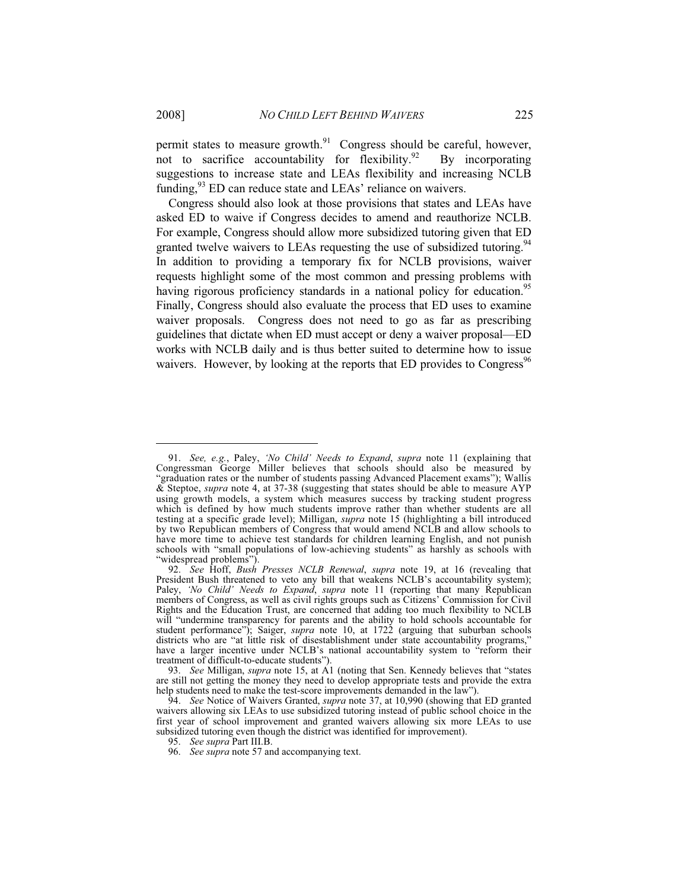permit states to measure growth.[91] Congress should be careful, however, not to sacrifice accountability for flexibility.[92] By incorporating suggestions to increase state and LEAs flexibility and increasing NCLB funding,[93] ED can reduce state and LEAs' reliance on waivers.

Congress should also look at those provisions that states and LEAs have asked ED to waive if Congress decides to amend and reauthorize NCLB. For example, Congress should allow more subsidized tutoring given that ED granted twelve waivers to LEAs requesting the use of subsidized tutoring.[94] In addition to providing a temporary fix for NCLB provisions, waiver requests highlight some of the most common and pressing problems with having rigorous proficiency standards in a national policy for education.[95] Finally, Congress should also evaluate the process that ED uses to examine waiver proposals. Congress does not need to go as far as prescribing guidelines that dictate when ED must accept or deny a waiver proposal—ED works with NCLB daily and is thus better suited to determine how to issue waivers. However, by looking at the reports that ED provides to Congress[96]

---

91. *See, e.g.*, Paley, *'No Child' Needs to Expand*, *supra* note 11 (explaining that Congressman George Miller believes that schools should also be measured by "graduation rates or the number of students passing Advanced Placement exams"); Wallis & Steptoe, *supra* note 4, at 37-38 (suggesting that states should be able to measure AYP using growth models, a system which measures success by tracking student progress which is defined by how much students improve rather than whether students are all testing at a specific grade level); Milligan, *supra* note 15 (highlighting a bill introduced by two Republican members of Congress that would amend NCLB and allow schools to have more time to achieve test standards for children learning English, and not punish schools with "small populations of low-achieving students" as harshly as schools with "widespread problems").

92. *See* Hoff, *Bush Presses NCLB Renewal*, *supra* note 19, at 16 (revealing that President Bush threatened to veto any bill that weakens NCLB's accountability system); Paley, *'No Child' Needs to Expand*, *supra* note 11 (reporting that many Republican members of Congress, as well as civil rights groups such as Citizens' Commission for Civil Rights and the Education Trust, are concerned that adding too much flexibility to NCLB will "undermine transparency for parents and the ability to hold schools accountable for student performance"); Saiger, *supra* note 10, at 1722 (arguing that suburban schools districts who are "at little risk of disestablishment under state accountability programs," have a larger incentive under NCLB's national accountability system to "reform their treatment of difficult-to-educate students").

93. *See* Milligan, *supra* note 15, at A1 (noting that Sen. Kennedy believes that "states are still not getting the money they need to develop appropriate tests and provide the extra help students need to make the test-score improvements demanded in the law").

94. *See* Notice of Waivers Granted, *supra* note 37, at 10,990 (showing that ED granted waivers allowing six LEAs to use subsidized tutoring instead of public school choice in the first year of school improvement and granted waivers allowing six more LEAs to use subsidized tutoring even though the district was identified for improvement).

95. *See supra* Part III.B.

96. *See supra* note 57 and accompanying text.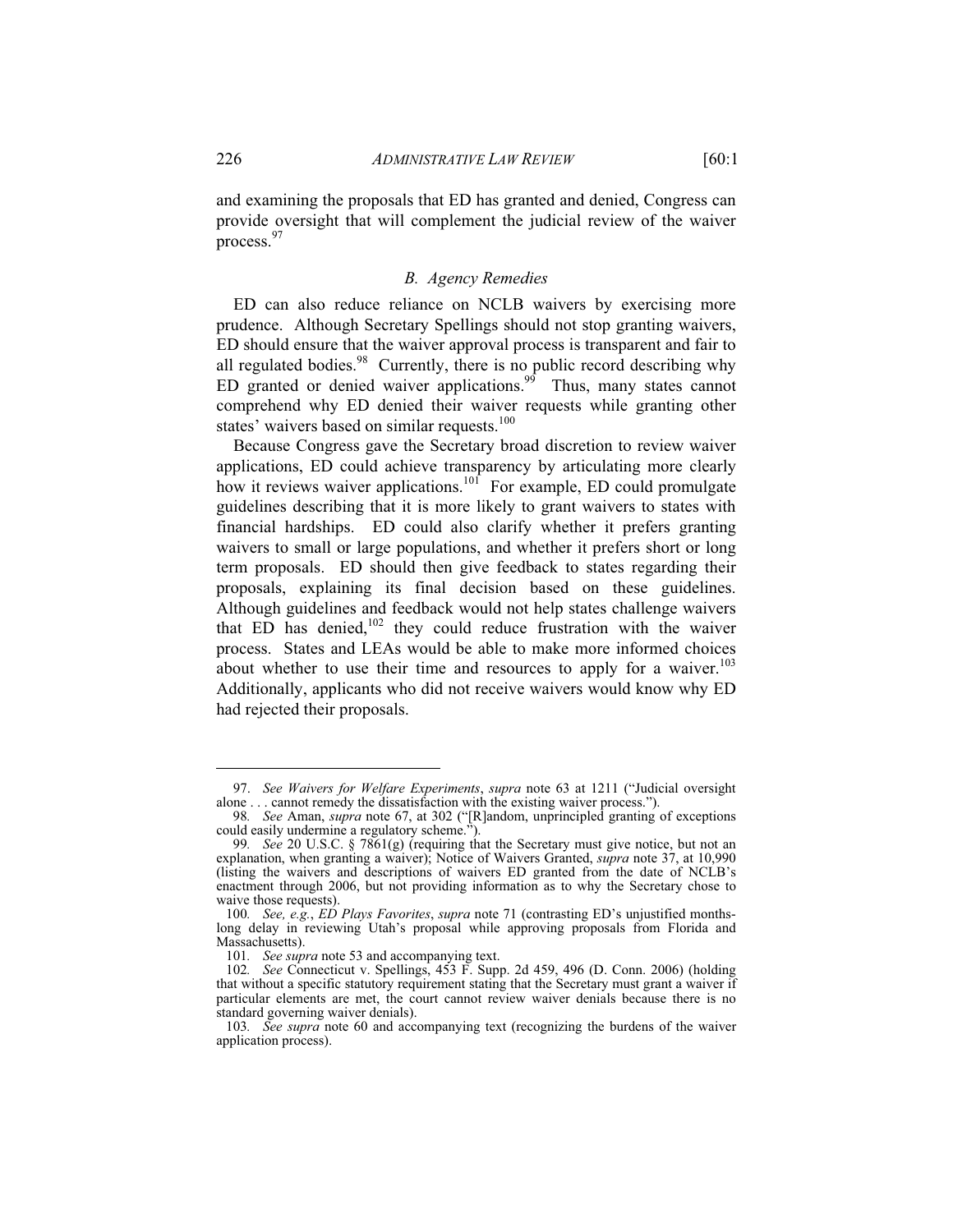and examining the proposals that ED has granted and denied, Congress can provide oversight that will complement the judicial review of the waiver process.[97]

### *B. Agency Remedies*

ED can also reduce reliance on NCLB waivers by exercising more prudence. Although Secretary Spellings should not stop granting waivers, ED should ensure that the waiver approval process is transparent and fair to all regulated bodies.[98] Currently, there is no public record describing why ED granted or denied waiver applications.[99] Thus, many states cannot comprehend why ED denied their waiver requests while granting other states' waivers based on similar requests.[100]

Because Congress gave the Secretary broad discretion to review waiver applications, ED could achieve transparency by articulating more clearly how it reviews waiver applications.[101] For example, ED could promulgate guidelines describing that it is more likely to grant waivers to states with financial hardships. ED could also clarify whether it prefers granting waivers to small or large populations, and whether it prefers short or long term proposals. ED should then give feedback to states regarding their proposals, explaining its final decision based on these guidelines. Although guidelines and feedback would not help states challenge waivers that ED has denied,[102] they could reduce frustration with the waiver process. States and LEAs would be able to make more informed choices about whether to use their time and resources to apply for a waiver.[103] Additionally, applicants who did not receive waivers would know why ED had rejected their proposals.

---

97. *See Waivers for Welfare Experiments*, *supra* note 63 at 1211 ("Judicial oversight alone . . . cannot remedy the dissatisfaction with the existing waiver process.").

98. *See* Aman, *supra* note 67, at 302 ("[R]andom, unprincipled granting of exceptions could easily undermine a regulatory scheme.").

99. *See* 20 U.S.C. § 7861(g) (requiring that the Secretary must give notice, but not an explanation, when granting a waiver); Notice of Waivers Granted, *supra* note 37, at 10,990 (listing the waivers and descriptions of waivers ED granted from the date of NCLB's enactment through 2006, but not providing information as to why the Secretary chose to waive those requests).

100. *See, e.g.*, *ED Plays Favorites*, *supra* note 71 (contrasting ED's unjustified months-long delay in reviewing Utah's proposal while approving proposals from Florida and Massachusetts).

101. *See supra* note 53 and accompanying text.

102. *See* Connecticut v. Spellings, 453 F. Supp. 2d 459, 496 (D. Conn. 2006) (holding that without a specific statutory requirement stating that the Secretary must grant a waiver if particular elements are met, the court cannot review waiver denials because there is no standard governing waiver denials).

103. *See supra* note 60 and accompanying text (recognizing the burdens of the waiver application process).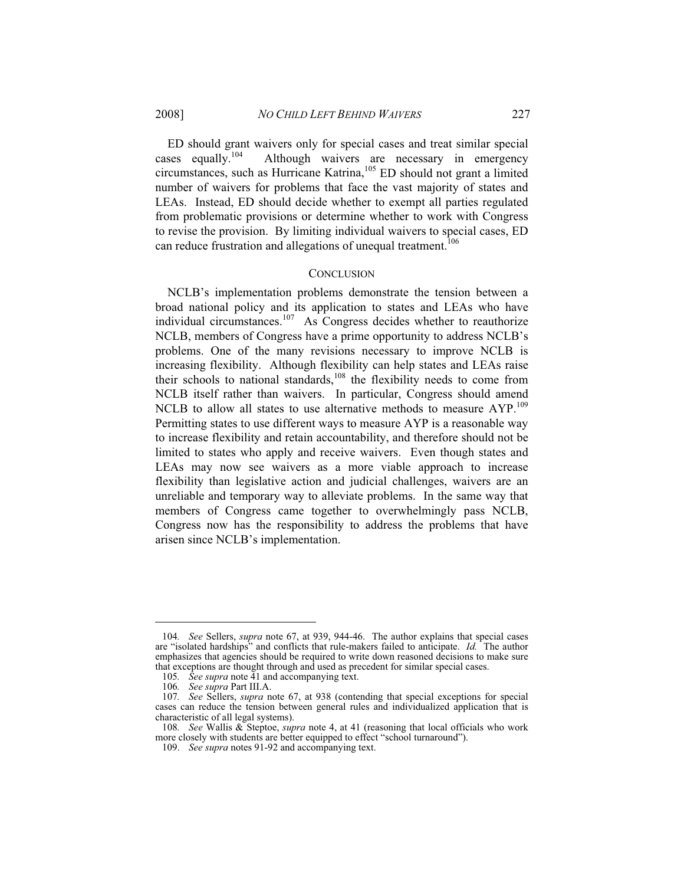ED should grant waivers only for special cases and treat similar special cases equally.[104] Although waivers are necessary in emergency circumstances, such as Hurricane Katrina,[105] ED should not grant a limited number of waivers for problems that face the vast majority of states and LEAs. Instead, ED should decide whether to exempt all parties regulated from problematic provisions or determine whether to work with Congress to revise the provision. By limiting individual waivers to special cases, ED can reduce frustration and allegations of unequal treatment.[106]

## CONCLUSION

NCLB's implementation problems demonstrate the tension between a broad national policy and its application to states and LEAs who have individual circumstances.[107] As Congress decides whether to reauthorize NCLB, members of Congress have a prime opportunity to address NCLB's problems. One of the many revisions necessary to improve NCLB is increasing flexibility. Although flexibility can help states and LEAs raise their schools to national standards,[108] the flexibility needs to come from NCLB itself rather than waivers. In particular, Congress should amend NCLB to allow all states to use alternative methods to measure AYP.[109] Permitting states to use different ways to measure AYP is a reasonable way to increase flexibility and retain accountability, and therefore should not be limited to states who apply and receive waivers. Even though states and LEAs may now see waivers as a more viable approach to increase flexibility than legislative action and judicial challenges, waivers are an unreliable and temporary way to alleviate problems. In the same way that members of Congress came together to overwhelmingly pass NCLB, Congress now has the responsibility to address the problems that have arisen since NCLB's implementation.

---

104. *See* Sellers, *supra* note 67, at 939, 944-46. The author explains that special cases are "isolated hardships" and conflicts that rule-makers failed to anticipate. *Id.* The author emphasizes that agencies should be required to write down reasoned decisions to make sure that exceptions are thought through and used as precedent for similar special cases.

105. *See supra* note 41 and accompanying text.

106. *See supra* Part III.A.

107. *See* Sellers, *supra* note 67, at 938 (contending that special exceptions for special cases can reduce the tension between general rules and individualized application that is characteristic of all legal systems).

108. *See* Wallis & Steptoe, *supra* note 4, at 41 (reasoning that local officials who work more closely with students are better equipped to effect "school turnaround").

109. *See supra* notes 91-92 and accompanying text.